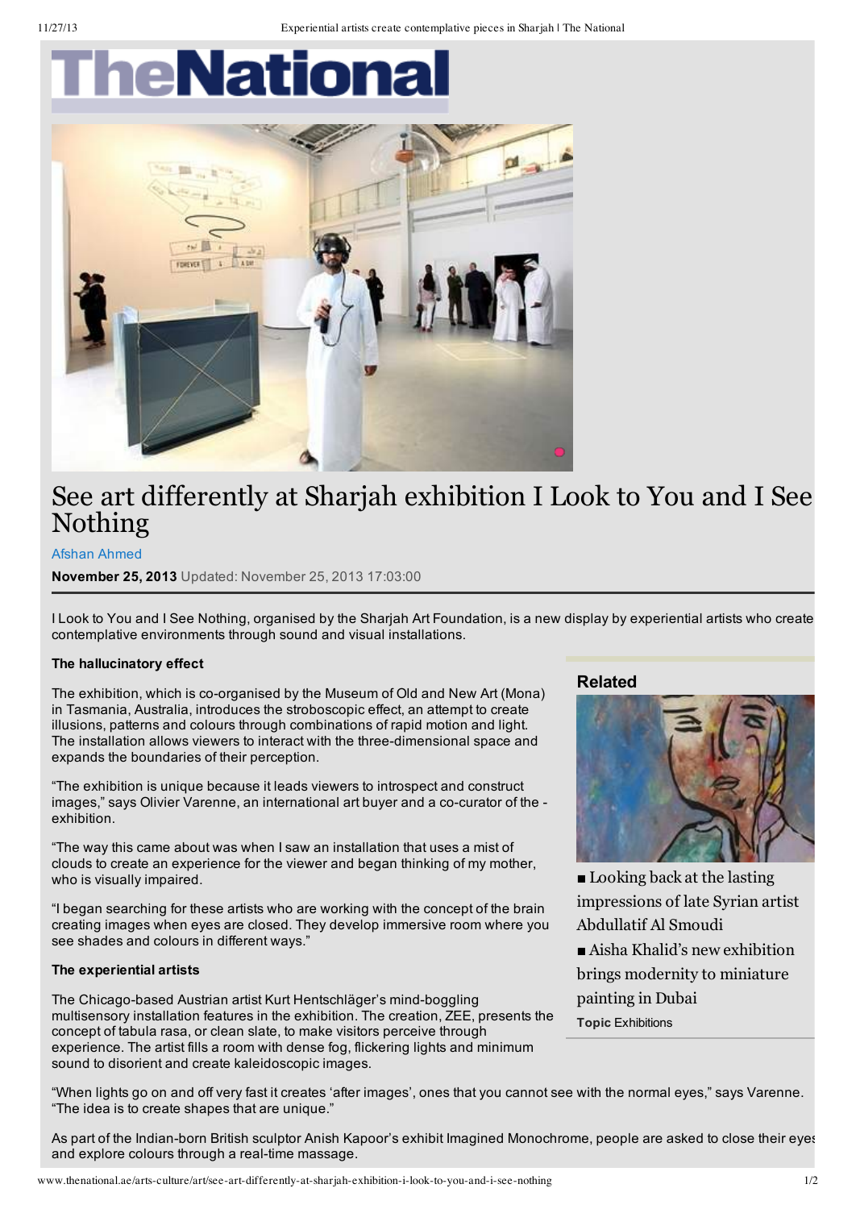# See art differently at Sharjah exhibition I Look to You and I See Nothing

Afshan Ahmed

**November 25, 2013** Updated: November 25, 2013 17:03:00

I Look to You and I See Nothing, organised by the Sharjah Art Foundation, is a new display by experiential artists who create contemplative environments through sound and visual installations.

**The hallucinatory effect**

The exhibition, which is co-organised by the Museum of Old and New Art (Mona) in Tasmania, Australia, introduces the stroboscopic effect, an attempt to create illusions, patterns and colours through combinations of rapid motion and light. The installation allows viewers to interact with the three-dimensional space and expands the boundaries of their perception.

"The exhibition is unique because it leads viewers to introspect and construct images," says Olivier Varenne, an international art buyer and a co-curator of the -exhibition.

"The way this came about was when I saw an installation that uses a mist of clouds to create an experience for the viewer and began thinking of my mother, who is visually impaired.

"I began searching for these artists who are working with the concept of the brain creating images when eyes are closed. They develop immersive room where you see shades and colours in different ways."

**The experiential artists**

The Chicago-based Austrian artist Kurt Hentschläger's mind-boggling multisensory installation features in the exhibition. The creation, ZEE, presents the concept of tabula rasa, or clean slate, to make visitors perceive through experience. The artist fills a room with dense fog, flickering lights and minimum sound to disorient and create kaleidoscopic images.

"When lights go on and off very fast it creates 'after images', ones that you cannot see with the normal eyes," says Varenne. "The idea is to create shapes that are unique."

As part of the Indian-born British sculptor Anish Kapoor's exhibit Imagined Monochrome, people are asked to close their eyes and explore colours through a real-time massage.

**Related**

- Looking back at the lasting impressions of late Syrian artist Abdullatif Al Smoudi
- Aisha Khalid's new exhibition brings modernity to miniature painting in Dubai

**Topic** Exhibitions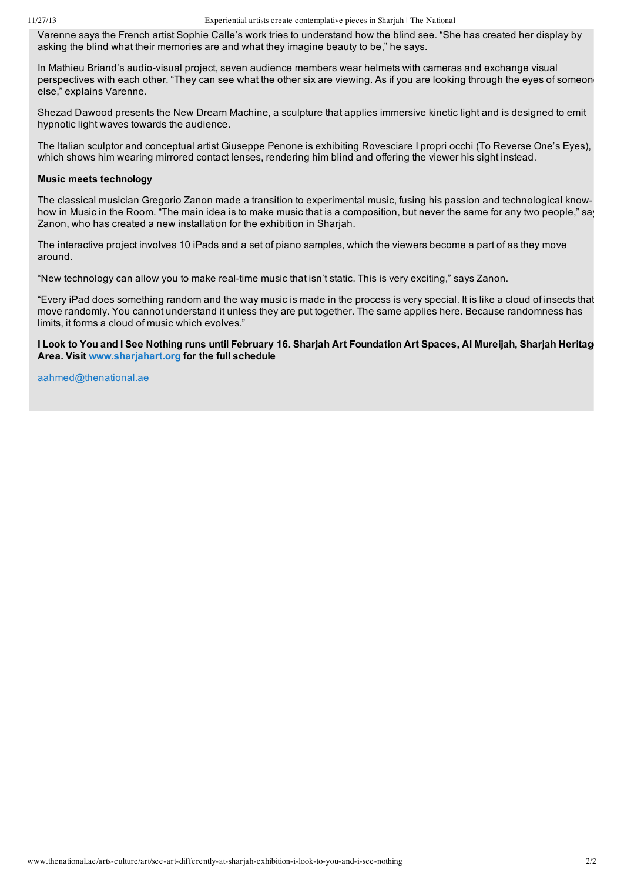Varenne says the French artist Sophie Calle's work tries to understand how the blind see. "She has created her display by asking the blind what their memories are and what they imagine beauty to be," he says.

In Mathieu Briand's audio-visual project, seven audience members wear helmets with cameras and exchange visual perspectives with each other. "They can see what the other six are viewing. As if you are looking through the eyes of someone else," explains Varenne.

Shezad Dawood presents the New Dream Machine, a sculpture that applies immersive kinetic light and is designed to emit hypnotic light waves towards the audience.

The Italian sculptor and conceptual artist Giuseppe Penone is exhibiting Rovesciare I propri occhi (To Reverse One's Eyes), which shows him wearing mirrored contact lenses, rendering him blind and offering the viewer his sight instead.

**Music meets technology**

The classical musician Gregorio Zanon made a transition to experimental music, fusing his passion and technological know-how in Music in the Room. "The main idea is to make music that is a composition, but never the same for any two people," says Zanon, who has created a new installation for the exhibition in Sharjah.

The interactive project involves 10 iPads and a set of piano samples, which the viewers become a part of as they move around.

"New technology can allow you to make real-time music that isn't static. This is very exciting," says Zanon.

"Every iPad does something random and the way music is made in the process is very special. It is like a cloud of insects that move randomly. You cannot understand it unless they are put together. The same applies here. Because randomness has limits, it forms a cloud of music which evolves."

**I Look to You and I See Nothing runs until February 16. Sharjah Art Foundation Art Spaces, Al Mureijah, Sharjah Heritage Area. Visit www.sharjahart.org for the full schedule**

aahmed@thenational.ae